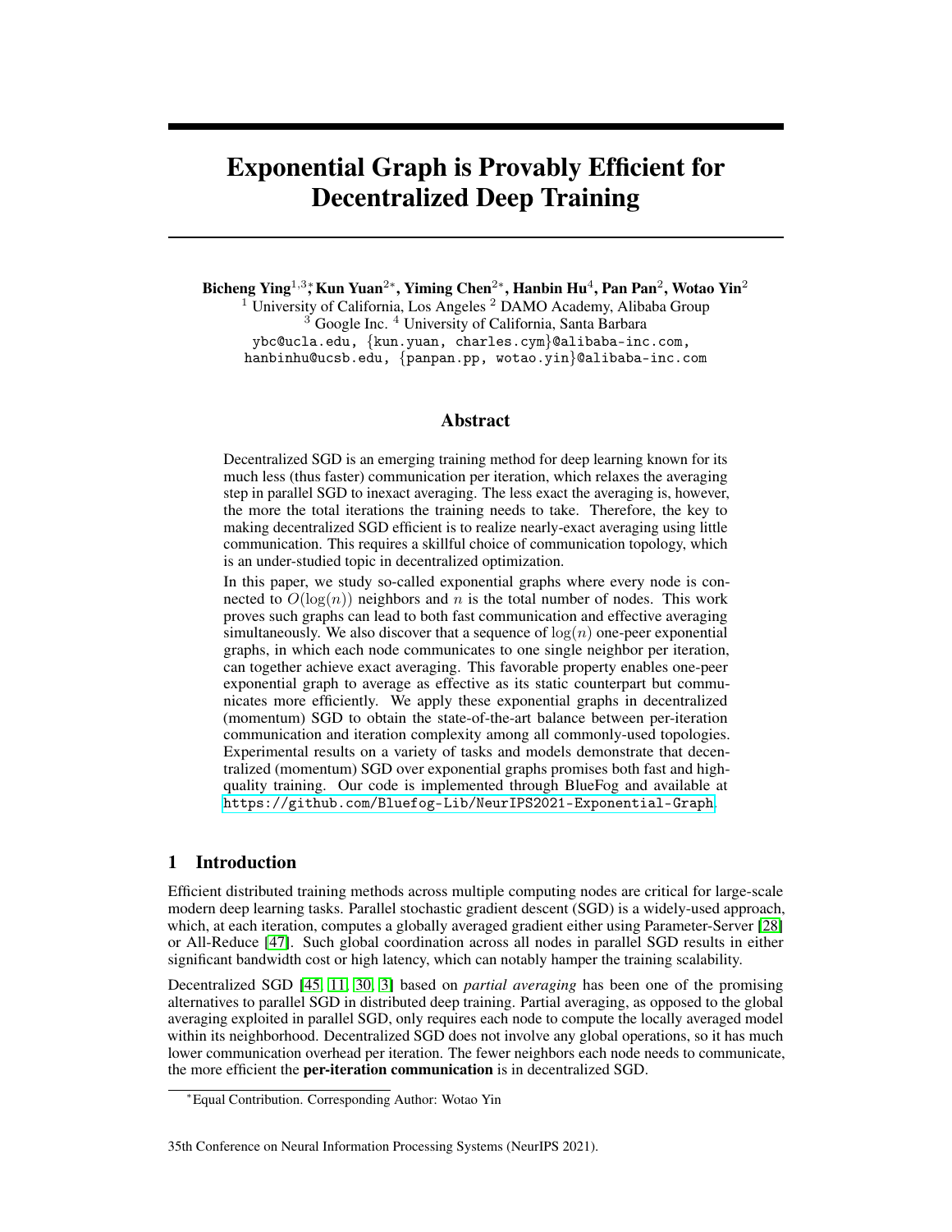# Exponential Graph is Provably Efficient for Decentralized Deep Training

**Bicheng Ying**[1,3]*, **Kun Yuan**[2*], **Yiming Chen**[2*], **Hanbin Hu**[4], **Pan Pan**[2], **Wotao Yin**[2]

[1] University of California, Los Angeles [2] DAMO Academy, Alibaba Group
[3] Google Inc. [4] University of California, Santa Barbara
ybc@ucla.edu, {kun.yuan, charles.cym}@alibaba-inc.com,
hanbinhu@ucsb.edu, {panpan.pp, wotao.yin}@alibaba-inc.com

## Abstract

Decentralized SGD is an emerging training method for deep learning known for its much less (thus faster) communication per iteration, which relaxes the averaging step in parallel SGD to inexact averaging. The less exact the averaging is, however, the more the total iterations the training needs to take. Therefore, the key to making decentralized SGD efficient is to realize nearly-exact averaging using little communication. This requires a skillful choice of communication topology, which is an under-studied topic in decentralized optimization.

In this paper, we study so-called exponential graphs where every node is connected to $O(\log(n))$ neighbors and $n$ is the total number of nodes. This work proves such graphs can lead to both fast communication and effective averaging simultaneously. We also discover that a sequence of $\log(n)$ one-peer exponential graphs, in which each node communicates to one single neighbor per iteration, can together achieve exact averaging. This favorable property enables one-peer exponential graph to average as effective as its static counterpart but communicates more efficiently. We apply these exponential graphs in decentralized (momentum) SGD to obtain the state-of-the-art balance between per-iteration communication and iteration complexity among all commonly-used topologies. Experimental results on a variety of tasks and models demonstrate that decentralized (momentum) SGD over exponential graphs promises both fast and high-quality training. Our code is implemented through BlueFog and available at https://github.com/Bluefog-Lib/NeurIPS2021-Exponential-Graph.

## 1 Introduction

Efficient distributed training methods across multiple computing nodes are critical for large-scale modern deep learning tasks. Parallel stochastic gradient descent (SGD) is a widely-used approach, which, at each iteration, computes a globally averaged gradient either using Parameter-Server [28] or All-Reduce [47]. Such global coordination across all nodes in parallel SGD results in either significant bandwidth cost or high latency, which can notably hamper the training scalability.

Decentralized SGD [45, 11, 30, 3] based on *partial averaging* has been one of the promising alternatives to parallel SGD in distributed deep training. Partial averaging, as opposed to the global averaging exploited in parallel SGD, only requires each node to compute the locally averaged model within its neighborhood. Decentralized SGD does not involve any global operations, so it has much lower communication overhead per iteration. The fewer neighbors each node needs to communicate, the more efficient the **per-iteration communication** is in decentralized SGD.

*Equal Contribution. Corresponding Author: Wotao Yin

35th Conference on Neural Information Processing Systems (NeurIPS 2021).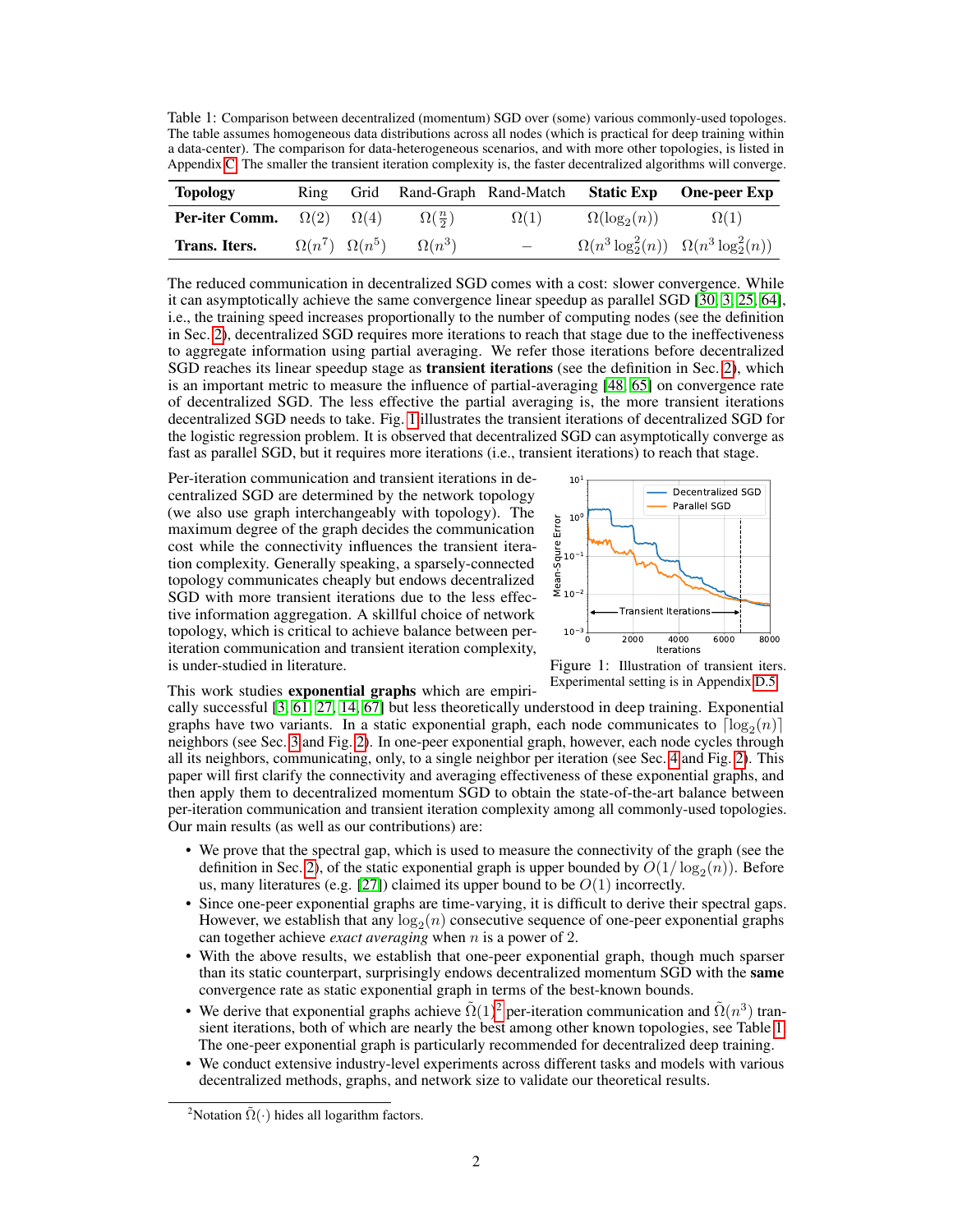Table 1: Comparison between decentralized (momentum) SGD over (some) various commonly-used topologes. The table assumes homogeneous data distributions across all nodes (which is practical for deep training within a data-center). The comparison for data-heterogeneous scenarios, and with more other topologies, is listed in Appendix C. The smaller the transient iteration complexity is, the faster decentralized algorithms will converge.

| Topology | Ring | Grid | Rand-Graph | Rand-Match | Static Exp | One-peer Exp |
|---|---|---|---|---|---|---|
| **Per-iter Comm.** | $\Omega(2)$ | $\Omega(4)$ | $\Omega(\frac{n}{2})$ | $\Omega(1)$ | $\Omega(\log_2(n))$ | $\Omega(1)$ |
| **Trans. Iters.** | $\Omega(n^7)$ | $\Omega(n^5)$ | $\Omega(n^3)$ | – | $\Omega(n^3 \log_2^2(n))$ | $\Omega(n^3 \log_2^2(n))$ |

The reduced communication in decentralized SGD comes with a cost: slower convergence. While it can asymptotically achieve the same convergence linear speedup as parallel SGD [30, 3, 25, 64], i.e., the training speed increases proportionally to the number of computing nodes (see the definition in Sec. 2), decentralized SGD requires more iterations to reach that stage due to the ineffectiveness to aggregate information using partial averaging. We refer those iterations before decentralized SGD reaches its linear speedup stage as **transient iterations** (see the definition in Sec. 2), which is an important metric to measure the influence of partial-averaging [48, 65] on convergence rate of decentralized SGD. The less effective the partial averaging is, the more transient iterations decentralized SGD needs to take. Fig. 1 illustrates the transient iterations of decentralized SGD for the logistic regression problem. It is observed that decentralized SGD can asymptotically converge as fast as parallel SGD, but it requires more iterations (i.e., transient iterations) to reach that stage.

Per-iteration communication and transient iterations in decentralized SGD are determined by the network topology (we also use graph interchangeably with topology). The maximum degree of the graph decides the communication cost while the connectivity influences the transient iteration complexity. Generally speaking, a sparsely-connected topology communicates cheaply but endows decentralized SGD with more transient iterations due to the less effective information aggregation. A skillful choice of network topology, which is critical to achieve balance between per-iteration communication and transient iteration complexity, is under-studied in literature.

Figure 1: Illustration of transient iters. Experimental setting is in Appendix D.5

This work studies **exponential graphs** which are empirically successful [3, 61, 27, 14, 67] but less theoretically understood in deep training. Exponential graphs have two variants. In a static exponential graph, each node communicates to $\lceil \log_2(n) \rceil$ neighbors (see Sec. 3 and Fig. 2). In one-peer exponential graph, however, each node cycles through all its neighbors, communicating, only, to a single neighbor per iteration (see Sec. 4 and Fig. 2). This paper will first clarify the connectivity and averaging effectiveness of these exponential graphs, and then apply them to decentralized momentum SGD to obtain the state-of-the-art balance between per-iteration communication and transient iteration complexity among all commonly-used topologies. Our main results (as well as our contributions) are:

- We prove that the spectral gap, which is used to measure the connectivity of the graph (see the definition in Sec. 2), of the static exponential graph is upper bounded by $O(1/\log_2(n))$. Before us, many literatures (e.g. [27]) claimed its upper bound to be $O(1)$ incorrectly.
- Since one-peer exponential graphs are time-varying, it is difficult to derive their spectral gaps. However, we establish that any $\log_2(n)$ consecutive sequence of one-peer exponential graphs can together achieve *exact averaging* when $n$ is a power of 2.
- With the above results, we establish that one-peer exponential graph, though much sparser than its static counterpart, surprisingly endows decentralized momentum SGD with the **same** convergence rate as static exponential graph in terms of the best-known bounds.
- We derive that exponential graphs achieve $\tilde{\Omega}(1)$[2] per-iteration communication and $\tilde{\Omega}(n^3)$ transient iterations, both of which are nearly the best among other known topologies, see Table 1. The one-peer exponential graph is particularly recommended for decentralized deep training.
- We conduct extensive industry-level experiments across different tasks and models with various decentralized methods, graphs, and network size to validate our theoretical results.

[2] Notation $\tilde{\Omega}(\cdot)$ hides all logarithm factors.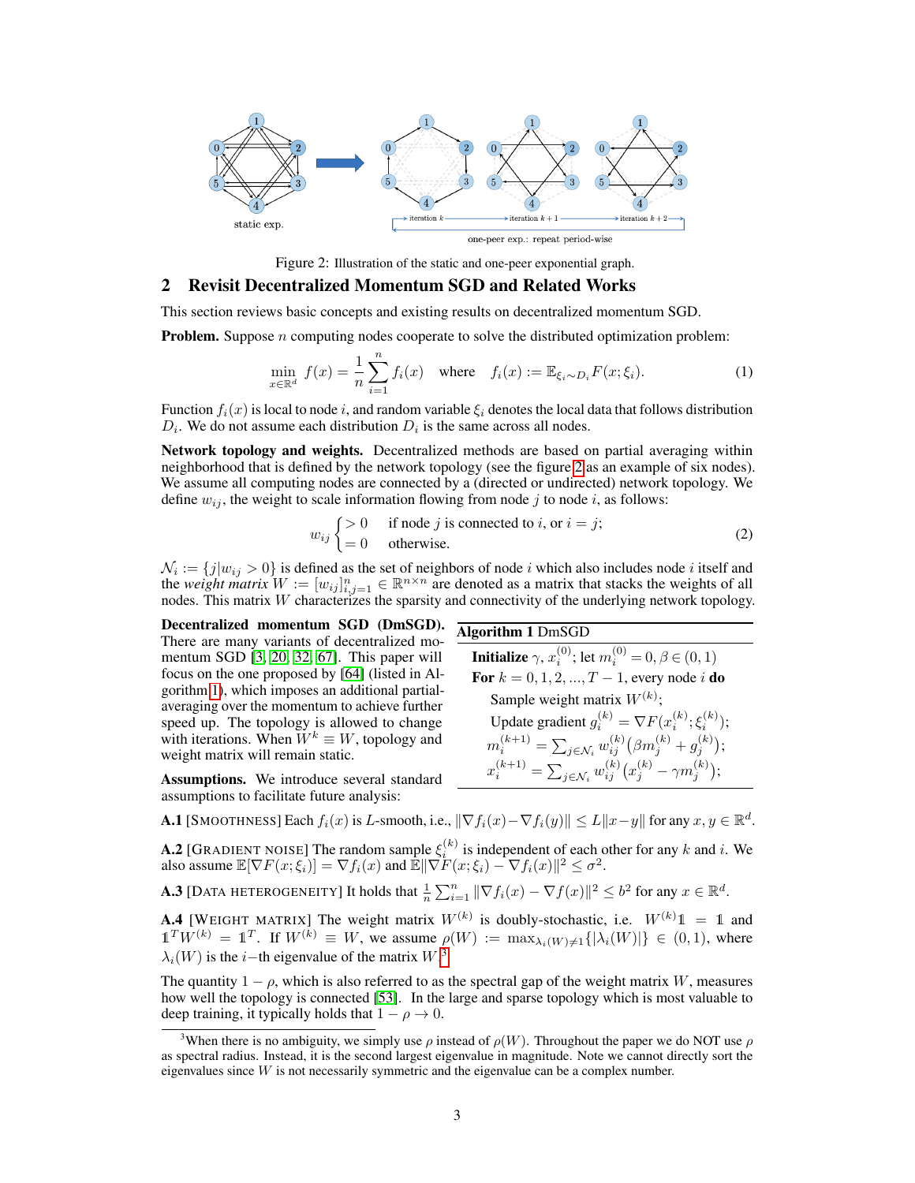Figure 2: Illustration of the static and one-peer exponential graph.

## 2 Revisit Decentralized Momentum SGD and Related Works

This section reviews basic concepts and existing results on decentralized momentum SGD.

**Problem.** Suppose $n$ computing nodes cooperate to solve the distributed optimization problem:

$$\min_{x \in \mathbb{R}^d} f(x) = \frac{1}{n}\sum_{i=1}^{n} f_i(x) \quad \text{where} \quad f_i(x) := \mathbb{E}_{\xi_i \sim D_i} F(x; \xi_i). \tag{1}$$

Function $f_i(x)$ is local to node $i$, and random variable $\xi_i$ denotes the local data that follows distribution $D_i$. We do not assume each distribution $D_i$ is the same across all nodes.

**Network topology and weights.** Decentralized methods are based on partial averaging within neighborhood that is defined by the network topology (see the figure 2 as an example of six nodes). We assume all computing nodes are connected by a (directed or undirected) network topology. We define $w_{ij}$, the weight to scale information flowing from node $j$ to node $i$, as follows:

$$w_{ij} \begin{cases} > 0 & \text{if node } j \text{ is connected to } i \text{, or } i = j; \\ = 0 & \text{otherwise.} \end{cases} \tag{2}$$

$\mathcal{N}_i := \{j | w_{ij} > 0\}$ is defined as the set of neighbors of node $i$ which also includes node $i$ itself and the *weight matrix* $W := [w_{ij}]_{i,j=1}^n \in \mathbb{R}^{n\times n}$ are denoted as a matrix that stacks the weights of all nodes. This matrix $W$ characterizes the sparsity and connectivity of the underlying network topology.

**Decentralized momentum SGD (DmSGD).** There are many variants of decentralized momentum SGD [3, 20, 32, 67]. This paper will focus on the one proposed by [64] (listed in Algorithm 1), which imposes an additional partial-averaging over the momentum to achieve further speed up. The topology is allowed to change with iterations. When $W^k \equiv W$, topology and weight matrix will remain static.

**Algorithm 1** DmSGD

**Initialize** $\gamma$, $x_i^{(0)}$; let $m_i^{(0)} = 0, \beta \in (0,1)$
**For** $k = 0, 1, 2, ..., T-1$, every node $i$ **do**
  Sample weight matrix $W^{(k)}$;
  Update gradient $g_i^{(k)} = \nabla F(x_i^{(k)}; \xi_i^{(k)})$;
  $m_i^{(k+1)} = \sum_{j\in\mathcal{N}_i} w_{ij}^{(k)} (\beta m_j^{(k)} + g_j^{(k)})$;
  $x_i^{(k+1)} = \sum_{j\in\mathcal{N}_i} w_{ij}^{(k)} (x_j^{(k)} - \gamma m_j^{(k)})$;

**Assumptions.** We introduce several standard assumptions to facilitate future analysis:

**A.1** [SMOOTHNESS] Each $f_i(x)$ is $L$-smooth, i.e., $\|\nabla f_i(x) - \nabla f_i(y)\| \le L\|x - y\|$ for any $x, y \in \mathbb{R}^d$.

**A.2** [GRADIENT NOISE] The random sample $\xi_i^{(k)}$ is independent of each other for any $k$ and $i$. We also assume $\mathbb{E}[\nabla F(x;\xi_i)] = \nabla f_i(x)$ and $\mathbb{E}\|\nabla F(x;\xi_i) - \nabla f_i(x)\|^2 \le \sigma^2$.

**A.3** [DATA HETEROGENEITY] It holds that $\frac{1}{n}\sum_{i=1}^n \|\nabla f_i(x) - \nabla f(x)\|^2 \le b^2$ for any $x \in \mathbb{R}^d$.

**A.4** [WEIGHT MATRIX] The weight matrix $W^{(k)}$ is doubly-stochastic, i.e. $W^{(k)}\mathbb{1} = \mathbb{1}$ and $\mathbb{1}^T W^{(k)} = \mathbb{1}^T$. If $W^{(k)} \equiv W$, we assume $\rho(W) := \max_{\lambda_i(W)\neq 1}\{|\lambda_i(W)|\} \in (0,1)$, where $\lambda_i(W)$ is the $i$−th eigenvalue of the matrix $W$.[3]

The quantity $1 - \rho$, which is also referred to as the spectral gap of the weight matrix $W$, measures how well the topology is connected [53]. In the large and sparse topology which is most valuable to deep training, it typically holds that $1 - \rho \to 0$.

[3] When there is no ambiguity, we simply use $\rho$ instead of $\rho(W)$. Throughout the paper we do NOT use $\rho$ as spectral radius. Instead, it is the second largest eigenvalue in magnitude. Note we cannot directly sort the eigenvalues since $W$ is not necessarily symmetric and the eigenvalue can be a complex number.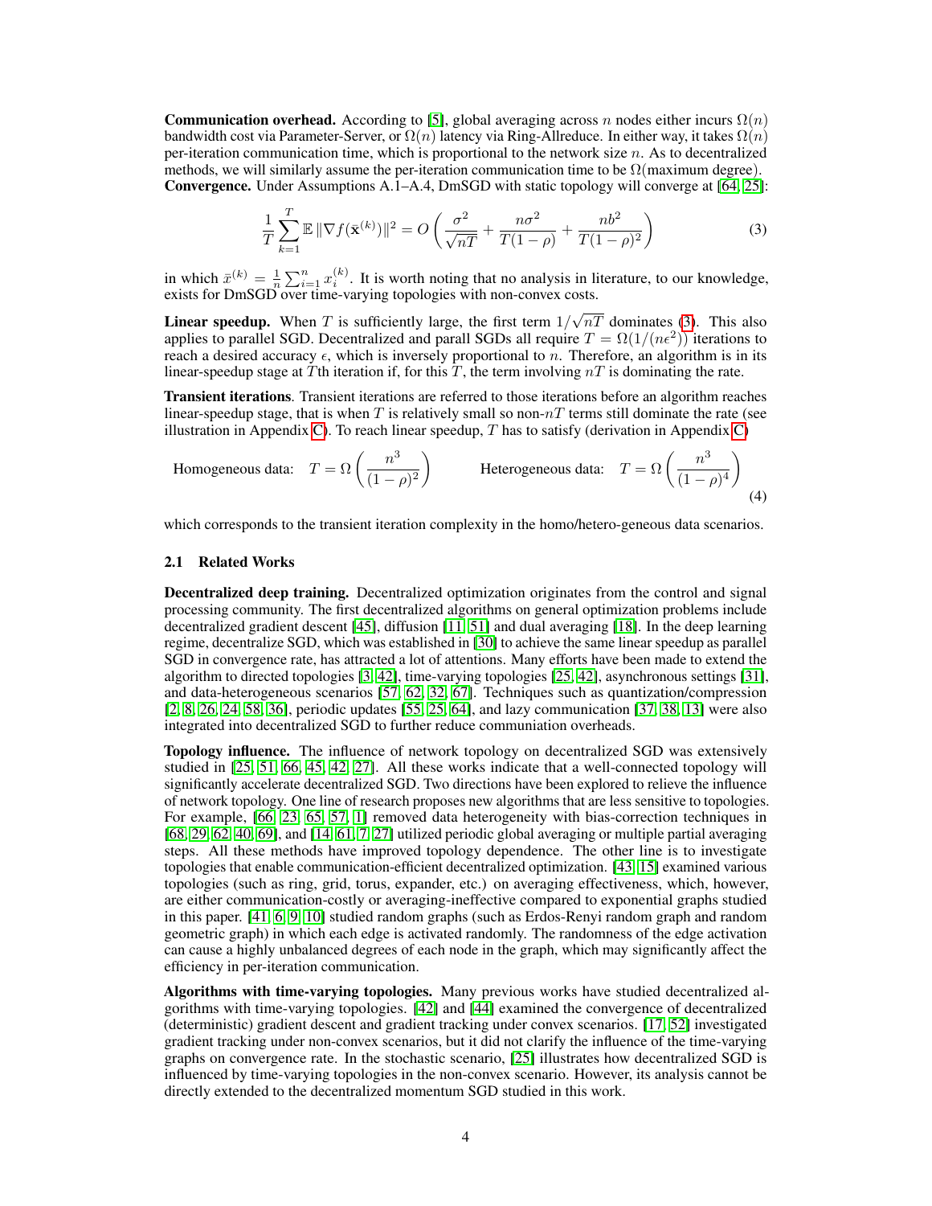**Communication overhead.** According to [5], global averaging across $n$ nodes either incurs $\Omega(n)$ bandwidth cost via Parameter-Server, or $\Omega(n)$ latency via Ring-Allreduce. In either way, it takes $\Omega(n)$ per-iteration communication time, which is proportional to the network size $n$. As to decentralized methods, we will similarly assume the per-iteration communication time to be $\Omega$(maximum degree).

**Convergence.** Under Assumptions A.1–A.4, DmSGD with static topology will converge at [64, 25]:

$$
\frac{1}{T}\sum_{k=1}^{T}\mathbb{E}\,\|\nabla f(\bar{\mathbf{x}}^{(k)})\|^2 = O\left(\frac{\sigma^2}{\sqrt{nT}} + \frac{n\sigma^2}{T(1-\rho)} + \frac{nb^2}{T(1-\rho)^2}\right) \tag{3}
$$

in which $\bar{x}^{(k)} = \frac{1}{n}\sum_{i=1}^{n} x_i^{(k)}$. It is worth noting that no analysis in literature, to our knowledge, exists for DmSGD over time-varying topologies with non-convex costs.

**Linear speedup.** When $T$ is sufficiently large, the first term $1/\sqrt{nT}$ dominates (3). This also applies to parallel SGD. Decentralized and parall SGDs all require $T = \Omega(1/(n\epsilon^2))$ iterations to reach a desired accuracy $\epsilon$, which is inversely proportional to $n$. Therefore, an algorithm is in its linear-speedup stage at $T$th iteration if, for this $T$, the term involving $nT$ is dominating the rate.

**Transient iterations**. Transient iterations are referred to those iterations before an algorithm reaches linear-speedup stage, that is when $T$ is relatively small so non-$nT$ terms still dominate the rate (see illustration in Appendix C). To reach linear speedup, $T$ has to satisfy (derivation in Appendix C)

$$
\text{Homogeneous data:} \quad T = \Omega\left(\frac{n^3}{(1-\rho)^2}\right) \qquad\qquad \text{Heterogeneous data:} \quad T = \Omega\left(\frac{n^3}{(1-\rho)^4}\right) \tag{4}
$$

which corresponds to the transient iteration complexity in the homo/hetero-geneous data scenarios.

### 2.1 Related Works

**Decentralized deep training.** Decentralized optimization originates from the control and signal processing community. The first decentralized algorithms on general optimization problems include decentralized gradient descent [45], diffusion [11, 51] and dual averaging [18]. In the deep learning regime, decentralize SGD, which was established in [30] to achieve the same linear speedup as parallel SGD in convergence rate, has attracted a lot of attentions. Many efforts have been made to extend the algorithm to directed topologies [3, 42], time-varying topologies [25, 42], asynchronous settings [31], and data-heterogeneous scenarios [57, 62, 32, 67]. Techniques such as quantization/compression [2, 8, 26, 24, 58, 36], periodic updates [55, 25, 64], and lazy communication [37, 38, 13] were also integrated into decentralized SGD to further reduce communiation overheads.

**Topology influence.** The influence of network topology on decentralized SGD was extensively studied in [25, 51, 66, 45, 42, 27]. All these works indicate that a well-connected topology will significantly accelerate decentralized SGD. Two directions have been explored to relieve the influence of network topology. One line of research proposes new algorithms that are less sensitive to topologies. For example, [66, 23, 65, 57, 1] removed data heterogeneity with bias-correction techniques in [68, 29, 62, 40, 69], and [14, 61, 7, 27] utilized periodic global averaging or multiple partial averaging steps. All these methods have improved topology dependence. The other line is to investigate topologies that enable communication-efficient decentralized optimization. [43, 15] examined various topologies (such as ring, grid, torus, expander, etc.) on averaging effectiveness, which, however, are either communication-costly or averaging-ineffective compared to exponential graphs studied in this paper. [41, 6, 9, 10] studied random graphs (such as Erdos-Renyi random graph and random geometric graph) in which each edge is activated randomly. The randomness of the edge activation can cause a highly unbalanced degrees of each node in the graph, which may significantly affect the efficiency in per-iteration communication.

**Algorithms with time-varying topologies.** Many previous works have studied decentralized algorithms with time-varying topologies. [42] and [44] examined the convergence of decentralized (deterministic) gradient descent and gradient tracking under convex scenarios. [17, 52] investigated gradient tracking under non-convex scenarios, but it did not clarify the influence of the time-varying graphs on convergence rate. In the stochastic scenario, [25] illustrates how decentralized SGD is influenced by time-varying topologies in the non-convex scenario. However, its analysis cannot be directly extended to the decentralized momentum SGD studied in this work.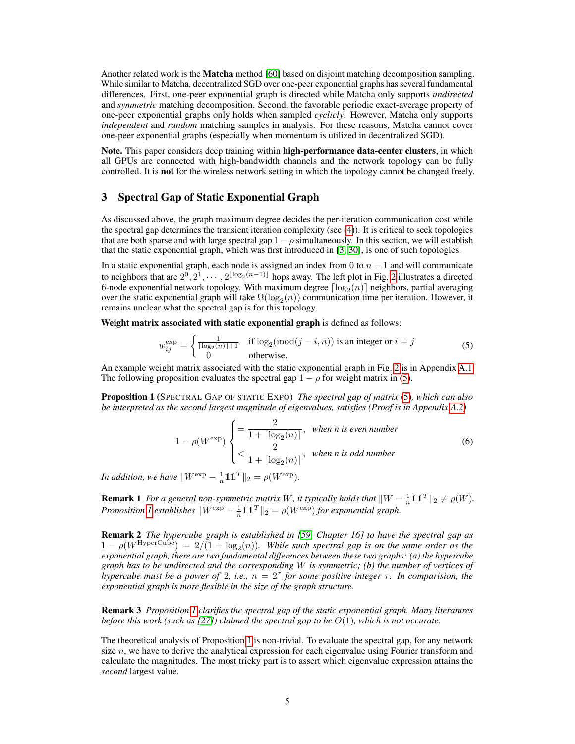Another related work is the **Matcha** method [60] based on disjoint matching decomposition sampling. While similar to Matcha, decentralized SGD over one-peer exponential graphs has several fundamental differences. First, one-peer exponential graph is directed while Matcha only supports *undirected* and *symmetric* matching decomposition. Second, the favorable periodic exact-average property of one-peer exponential graphs only holds when sampled *cyclicly*. However, Matcha only supports *independent* and *random* matching samples in analysis. For these reasons, Matcha cannot cover one-peer exponential graphs (especially when momentum is utilized in decentralized SGD).

**Note.** This paper considers deep training within **high-performance data-center clusters**, in which all GPUs are connected with high-bandwidth channels and the network topology can be fully controlled. It is **not** for the wireless network setting in which the topology cannot be changed freely.

## 3 Spectral Gap of Static Exponential Graph

As discussed above, the graph maximum degree decides the per-iteration communication cost while the spectral gap determines the transient iteration complexity (see (4)). It is critical to seek topologies that are both sparse and with large spectral gap $1-\rho$ simultaneously. In this section, we will establish that the static exponential graph, which was first introduced in [3, 30], is one of such topologies.

In a static exponential graph, each node is assigned an index from 0 to $n-1$ and will communicate to neighbors that are $2^0, 2^1, \cdots, 2^{\lfloor \log_2(n-1) \rfloor}$ hops away. The left plot in Fig. 2 illustrates a directed 6-node exponential network topology. With maximum degree $\lceil \log_2(n) \rceil$ neighbors, partial averaging over the static exponential graph will take $\Omega(\log_2(n))$ communication time per iteration. However, it remains unclear what the spectral gap is for this topology.

**Weight matrix associated with static exponential graph** is defined as follows:

$$
w_{ij}^{\exp} = \begin{cases} \frac{1}{\lceil \log_2(n) \rceil + 1} & \text{if } \log_2(\mathrm{mod}(j-i, n)) \text{ is an integer or } i = j \\ 0 & \text{otherwise.} \end{cases} \tag{5}
$$

An example weight matrix associated with the static exponential graph in Fig. 2 is in Appendix A.1. The following proposition evaluates the spectral gap $1-\rho$ for weight matrix in (5).

**Proposition 1** (Spectral Gap of static Expo) *The spectral gap of matrix (5), which can also be interpreted as the second largest magnitude of eigenvalues, satisfies (Proof is in Appendix A.2)*

$$
1 - \rho(W^{\exp}) \begin{cases} = \dfrac{2}{1 + \lceil \log_2(n) \rceil}, & \text{when } n \text{ is even number} \\ < \dfrac{2}{1 + \lceil \log_2(n) \rceil}, & \text{when } n \text{ is odd number} \end{cases} \tag{6}
$$

*In addition, we have* $\|W^{\exp} - \frac{1}{n}\mathbb{1}\mathbb{1}^T\|_2 = \rho(W^{\exp})$.

**Remark 1** *For a general non-symmetric matrix* $W$*, it typically holds that* $\|W - \frac{1}{n}\mathbb{1}\mathbb{1}^T\|_2 \neq \rho(W)$. *Proposition 1 establishes* $\|W^{\exp} - \frac{1}{n}\mathbb{1}\mathbb{1}^T\|_2 = \rho(W^{\exp})$ *for exponential graph.*

**Remark 2** *The hypercube graph is established in [59, Chapter 16] to have the spectral gap as* $1 - \rho(W^{\text{HyperCube}}) = 2/(1 + \log_2(n))$. *While such spectral gap is on the same order as the exponential graph, there are two fundamental differences between these two graphs: (a) the hypercube graph has to be undirected and the corresponding* $W$ *is symmetric; (b) the number of vertices of hypercube must be a power of 2, i.e.,* $n = 2^\tau$ *for some positive integer* $\tau$. *In comparision, the exponential graph is more flexible in the size of the graph structure.*

**Remark 3** *Proposition 1 clarifies the spectral gap of the static exponential graph. Many literatures before this work (such as [27]) claimed the spectral gap to be* $O(1)$*, which is not accurate.*

The theoretical analysis of Proposition 1 is non-trivial. To evaluate the spectral gap, for any network size $n$, we have to derive the analytical expression for each eigenvalue using Fourier transform and calculate the magnitudes. The most tricky part is to assert which eigenvalue expression attains the *second* largest value.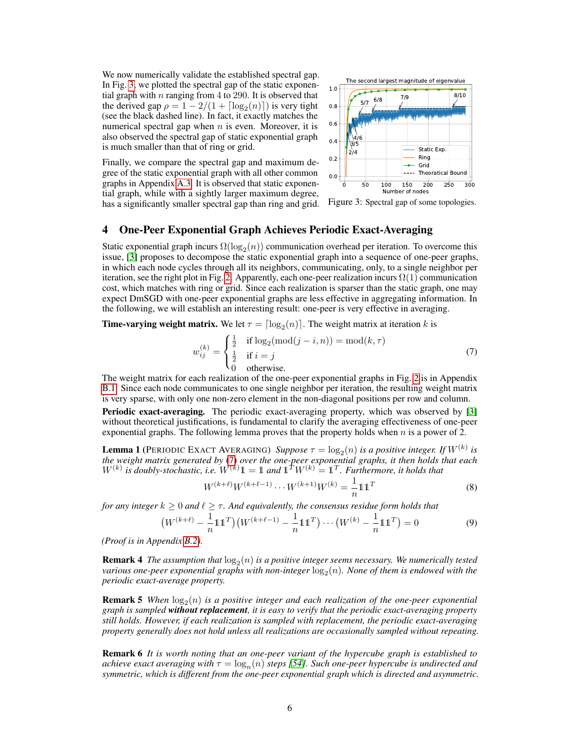We now numerically validate the established spectral gap. In Fig. 3, we plotted the spectral gap of the static exponential graph with $n$ ranging from 4 to 290. It is observed that the derived gap $\rho = 1 - 2/(1 + \lceil \log_2(n) \rceil)$ is very tight (see the black dashed line). In fact, it exactly matches the numerical spectral gap when $n$ is even. Moreover, it is also observed the spectral gap of static exponential graph is much smaller than that of ring or grid.

Finally, we compare the spectral gap and maximum degree of the static exponential graph with all other common graphs in Appendix A.3. It is observed that static exponential graph, while with a sightly larger maximum degree, has a significantly smaller spectral gap than ring and grid.

Figure 3: Spectral gap of some topologies.

## 4 One-Peer Exponential Graph Achieves Periodic Exact-Averaging

Static exponential graph incurs $\Omega(\log_2(n))$ communication overhead per iteration. To overcome this issue, [3] proposes to decompose the static exponential graph into a sequence of one-peer graphs, in which each node cycles through all its neighbors, only, to a single neighbor per iteration, see the right plot in Fig. 2. Apparently, each one-peer realization incurs $\Omega(1)$ communication cost, which matches with ring or grid. Since each realization is sparser than the static graph, one may expect DmSGD with one-peer exponential graphs are less effective in aggregating information. In the following, we will establish an interesting result: one-peer is very effective in averaging.

**Time-varying weight matrix.** We let $\tau = \lceil \log_2(n) \rceil$. The weight matrix at iteration $k$ is

$$w_{ij}^{(k)} = \begin{cases} \frac{1}{2} & \text{if } \log_2(\text{mod}(j-i, n)) = \text{mod}(k, \tau) \\ \frac{1}{2} & \text{if } i = j \\ 0 & \text{otherwise.} \end{cases} \tag{7}$$

The weight matrix for each realization of the one-peer exponential graphs in Fig. 2 is in Appendix B.1. Since each node communicates to one single neighbor per iteration, the resulting weight matrix is very sparse, with only one non-zero element in the non-diagonal positions per row and column.

**Periodic exact-averaging.** The periodic exact-averaging property, which was observed by [3] without theoretical justifications, is fundamental to clarify the averaging effectiveness of one-peer exponential graphs. The following lemma proves that the property holds when $n$ is a power of 2.

**Lemma 1** (PERIODIC EXACT AVERAGING) *Suppose $\tau = \log_2(n)$ is a positive integer. If $W^{(k)}$ is the weight matrix generated by (7) over the one-peer exponential graphs, it then holds that each $W^{(k)}$ is doubly-stochastic, i.e. $W^{(k)}\mathbb{1} = \mathbb{1}$ and $\mathbb{1}^T W^{(k)} = \mathbb{1}^T$. Furthermore, it holds that*

$$W^{(k+\ell)} W^{(k+\ell-1)} \cdots W^{(k+1)} W^{(k)} = \frac{1}{n} \mathbb{1}\mathbb{1}^T \tag{8}$$

*for any integer $k \geq 0$ and $\ell \geq \tau$. And equivalently, the consensus residue form holds that*

$$\big(W^{(k+\ell)} - \frac{1}{n}\mathbb{1}\mathbb{1}^T\big)\big(W^{(k+\ell-1)} - \frac{1}{n}\mathbb{1}\mathbb{1}^T\big) \cdots \big(W^{(k)} - \frac{1}{n}\mathbb{1}\mathbb{1}^T\big) = 0 \tag{9}$$

*(Proof is in Appendix B.2).*

**Remark 4** *The assumption that $\log_2(n)$ is a positive integer seems necessary. We numerically tested various one-peer exponential graphs with non-integer $\log_2(n)$. None of them is endowed with the periodic exact-average property.*

**Remark 5** *When $\log_2(n)$ is a positive integer and each realization of the one-peer exponential graph is sampled* ***without replacement****, it is easy to verify that the periodic exact-averaging property still holds. However, if each realization is sampled with replacement, the periodic exact-averaging property generally does not hold unless all realizations are occasionally sampled without repeating.*

**Remark 6** *It is worth noting that an one-peer variant of the hypercube graph is established to achieve exact averaging with $\tau = \log_n(n)$ steps [54]. Such one-peer hypercube is undirected and symmetric, which is different from the one-peer exponential graph which is directed and asymmetric.*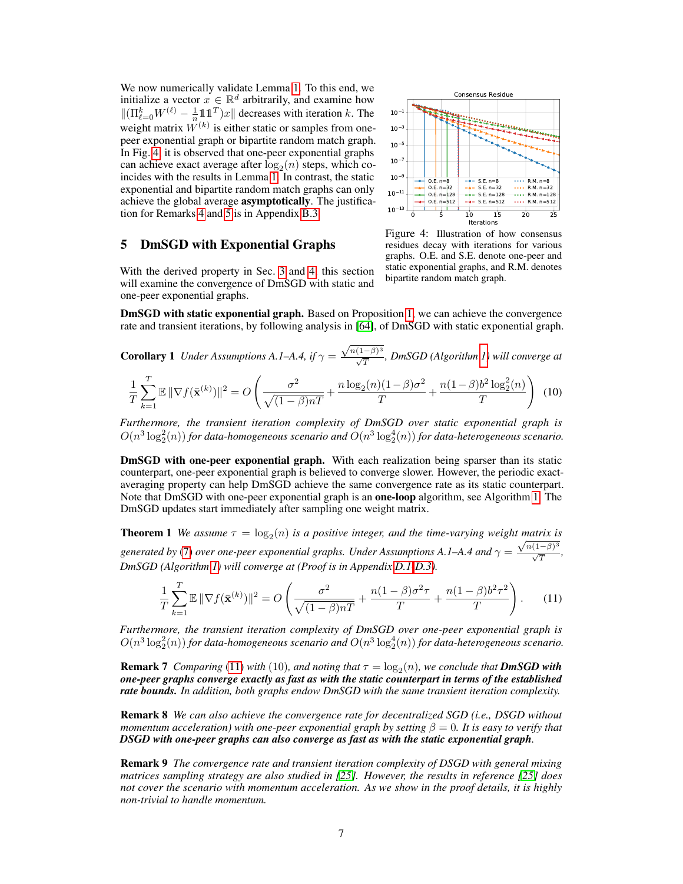We now numerically validate Lemma 1. To this end, we initialize a vector $x \in \mathbb{R}^d$ arbitrarily, and examine how $\|(\Pi_{\ell=0}^{k} W^{(\ell)} - \frac{1}{n}\mathbb{1}\mathbb{1}^T)x\|$ decreases with iteration $k$. The weight matrix $W^{(k)}$ is either static or samples from one-peer exponential graph or bipartite random match graph. In Fig. 4, it is observed that one-peer exponential graphs can achieve exact average after $\log_2(n)$ steps, which coincides with the results in Lemma 1. In contrast, the static exponential and bipartite random match graphs can only achieve the global average **asymptotically**. The justification for Remarks 4 and 5 is in Appendix B.3.

Figure 4: Illustration of how consensus residues decay with iterations for various graphs. O.E. and S.E. denote one-peer and static exponential graphs, and R.M. denotes bipartite random match graph.

## 5 DmSGD with Exponential Graphs

With the derived property in Sec. 3 and 4, this section will examine the convergence of DmSGD with static and one-peer exponential graphs.

**DmSGD with static exponential graph.** Based on Proposition 1, we can achieve the convergence rate and transient iterations, by following analysis in [64], of DmSGD with static exponential graph.

**Corollary 1** *Under Assumptions A.1–A.4, if $\gamma = \frac{\sqrt{n(1-\beta)^3}}{\sqrt{T}}$, DmSGD (Algorithm 1) will converge at*

$$\frac{1}{T}\sum_{k=1}^{T}\mathbb{E}\|\nabla f(\bar{\mathbf{x}}^{(k)})\|^2 = O\left(\frac{\sigma^2}{\sqrt{(1-\beta)nT}} + \frac{n\log_2(n)(1-\beta)\sigma^2}{T} + \frac{n(1-\beta)b^2\log_2^2(n)}{T}\right) \quad (10)$$

*Furthermore, the transient iteration complexity of DmSGD over static exponential graph is $O(n^3\log_2^2(n))$ for data-homogeneous scenario and $O(n^3\log_2^4(n))$ for data-heterogeneous scenario.*

**DmSGD with one-peer exponential graph.** With each realization being sparser than its static counterpart, one-peer exponential graph is believed to converge slower. However, the periodic exact-averaging property can help DmSGD achieve the same convergence rate as its static counterpart. Note that DmSGD with one-peer exponential graph is an **one-loop** algorithm, see Algorithm 1. The DmSGD updates start immediately after sampling one weight matrix.

**Theorem 1** *We assume $\tau = \log_2(n)$ is a positive integer, and the time-varying weight matrix is generated by (7) over one-peer exponential graphs. Under Assumptions A.1–A.4 and $\gamma = \frac{\sqrt{n(1-\beta)^3}}{\sqrt{T}}$, DmSGD (Algorithm 1) will converge at (Proof is in Appendix D.1-D.3).*

$$\frac{1}{T}\sum_{k=1}^{T}\mathbb{E}\|\nabla f(\bar{\mathbf{x}}^{(k)})\|^2 = O\left(\frac{\sigma^2}{\sqrt{(1-\beta)nT}} + \frac{n(1-\beta)\sigma^2\tau}{T} + \frac{n(1-\beta)b^2\tau^2}{T}\right). \quad (11)$$

*Furthermore, the transient iteration complexity of DmSGD over one-peer exponential graph is $O(n^3\log_2^2(n))$ for data-homogeneous scenario and $O(n^3\log_2^4(n))$ for data-heterogeneous scenario.*

**Remark 7** *Comparing (11) with (10), and noting that $\tau = \log_2(n)$, we conclude that* ***DmSGD with one-peer graphs converge exactly as fast as with the static counterpart in terms of the established rate bounds.*** *In addition, both graphs endow DmSGD with the same transient iteration complexity.*

**Remark 8** *We can also achieve the convergence rate for decentralized SGD (i.e., DSGD without momentum acceleration) with one-peer exponential graph by setting $\beta = 0$. It is easy to verify that* ***DSGD with one-peer graphs can also converge as fast as with the static exponential graph****.*

**Remark 9** *The convergence rate and transient iteration complexity of DSGD with general mixing matrices sampling strategy are also studied in [25]. However, the results in reference [25] does not cover the scenario with momentum acceleration. As we show in the proof details, it is highly non-trivial to handle momentum.*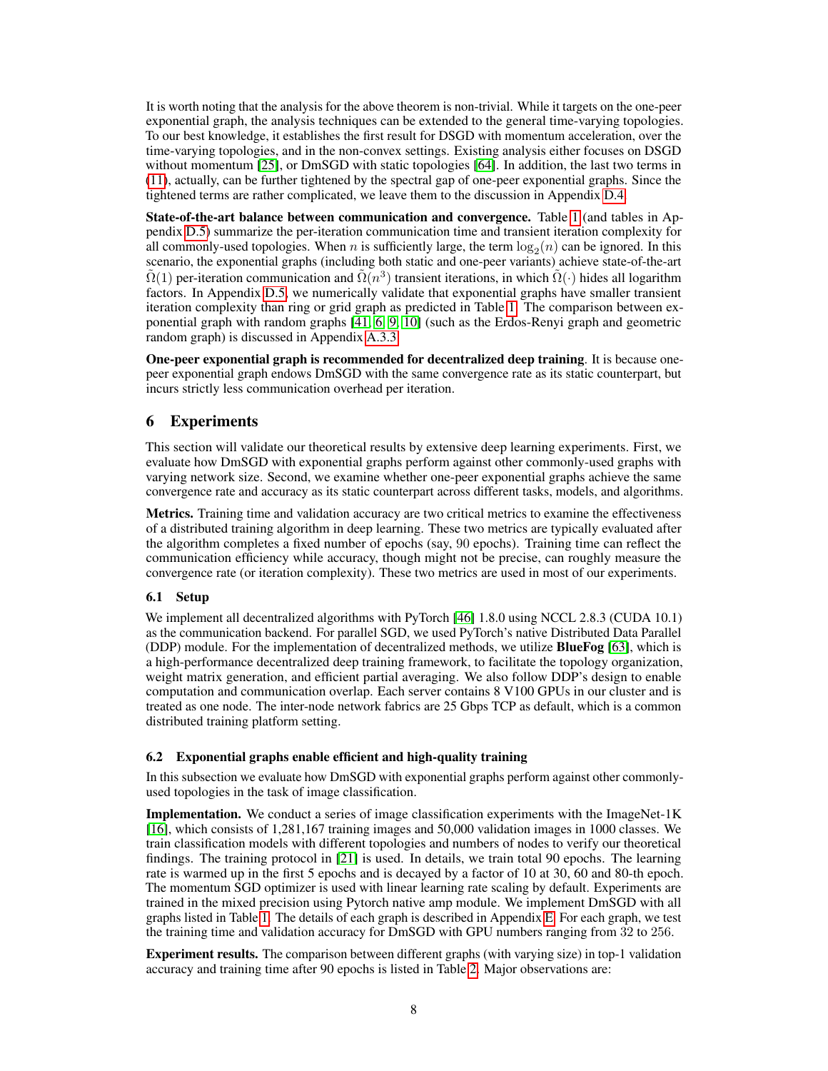It is worth noting that the analysis for the above theorem is non-trivial. While it targets on the one-peer exponential graph, the analysis techniques can be extended to the general time-varying topologies. To our best knowledge, it establishes the first result for DSGD with momentum acceleration, over the time-varying topologies, and in the non-convex settings. Existing analysis either focuses on DSGD without momentum [25], or DmSGD with static topologies [64]. In addition, the last two terms in (11), actually, can be further tightened by the spectral gap of one-peer exponential graphs. Since the tightened terms are rather complicated, we leave them to the discussion in Appendix D.4.

**State-of-the-art balance between communication and convergence.** Table 1 (and tables in Appendix D.5) summarize the per-iteration communication time and transient iteration complexity for all commonly-used topologies. When $n$ is sufficiently large, the term $\log_2(n)$ can be ignored. In this scenario, the exponential graphs (including both static and one-peer variants) achieve state-of-the-art $\tilde{\Omega}(1)$ per-iteration communication and $\tilde{\Omega}(n^3)$ transient iterations, in which $\tilde{\Omega}(\cdot)$ hides all logarithm factors. In Appendix D.5, we numerically validate that exponential graphs have smaller transient iteration complexity than ring or grid graph as predicted in Table 1. The comparison between exponential graph with random graphs [41, 6, 9, 10] (such as the Erdos-Renyi graph and geometric random graph) is discussed in Appendix A.3.3.

**One-peer exponential graph is recommended for decentralized deep training**. It is because one-peer exponential graph endows DmSGD with the same convergence rate as its static counterpart, but incurs strictly less communication overhead per iteration.

## 6 Experiments

This section will validate our theoretical results by extensive deep learning experiments. First, we evaluate how DmSGD with exponential graphs perform against other commonly-used graphs with varying network size. Second, we examine whether one-peer exponential graphs achieve the same convergence rate and accuracy as its static counterpart across different tasks, models, and algorithms.

**Metrics.** Training time and validation accuracy are two critical metrics to examine the effectiveness of a distributed training algorithm in deep learning. These two metrics are typically evaluated after the algorithm completes a fixed number of epochs (say, 90 epochs). Training time can reflect the communication efficiency while accuracy, though might not be precise, can roughly measure the convergence rate (or iteration complexity). These two metrics are used in most of our experiments.

### 6.1 Setup

We implement all decentralized algorithms with PyTorch [46] 1.8.0 using NCCL 2.8.3 (CUDA 10.1) as the communication backend. For parallel SGD, we used PyTorch's native Distributed Data Parallel (DDP) module. For the implementation of decentralized methods, we utilize **BlueFog** [63], which is a high-performance decentralized deep training framework, to facilitate the topology organization, weight matrix generation, and efficient partial averaging. We also follow DDP's design to enable computation and communication overlap. Each server contains 8 V100 GPUs in our cluster and is treated as one node. The inter-node network fabrics are 25 Gbps TCP as default, which is a common distributed training platform setting.

### 6.2 Exponential graphs enable efficient and high-quality training

In this subsection we evaluate how DmSGD with exponential graphs perform against other commonly-used topologies in the task of image classification.

**Implementation.** We conduct a series of image classification experiments with the ImageNet-1K [16], which consists of 1,281,167 training images and 50,000 validation images in 1000 classes. We train classification models with different topologies and numbers of nodes to verify our theoretical findings. The training protocol in [21] is used. In details, we train total 90 epochs. The learning rate is warmed up in the first 5 epochs and is decayed by a factor of 10 at 30, 60 and 80-th epoch. The momentum SGD optimizer is used with linear learning rate scaling by default. Experiments are trained in the mixed precision using Pytorch native amp module. We implement DmSGD with all graphs listed in Table 1. The details of each graph is described in Appendix E. For each graph, we test the training time and validation accuracy for DmSGD with GPU numbers ranging from 32 to 256.

**Experiment results.** The comparison between different graphs (with varying size) in top-1 validation accuracy and training time after 90 epochs is listed in Table 2. Major observations are: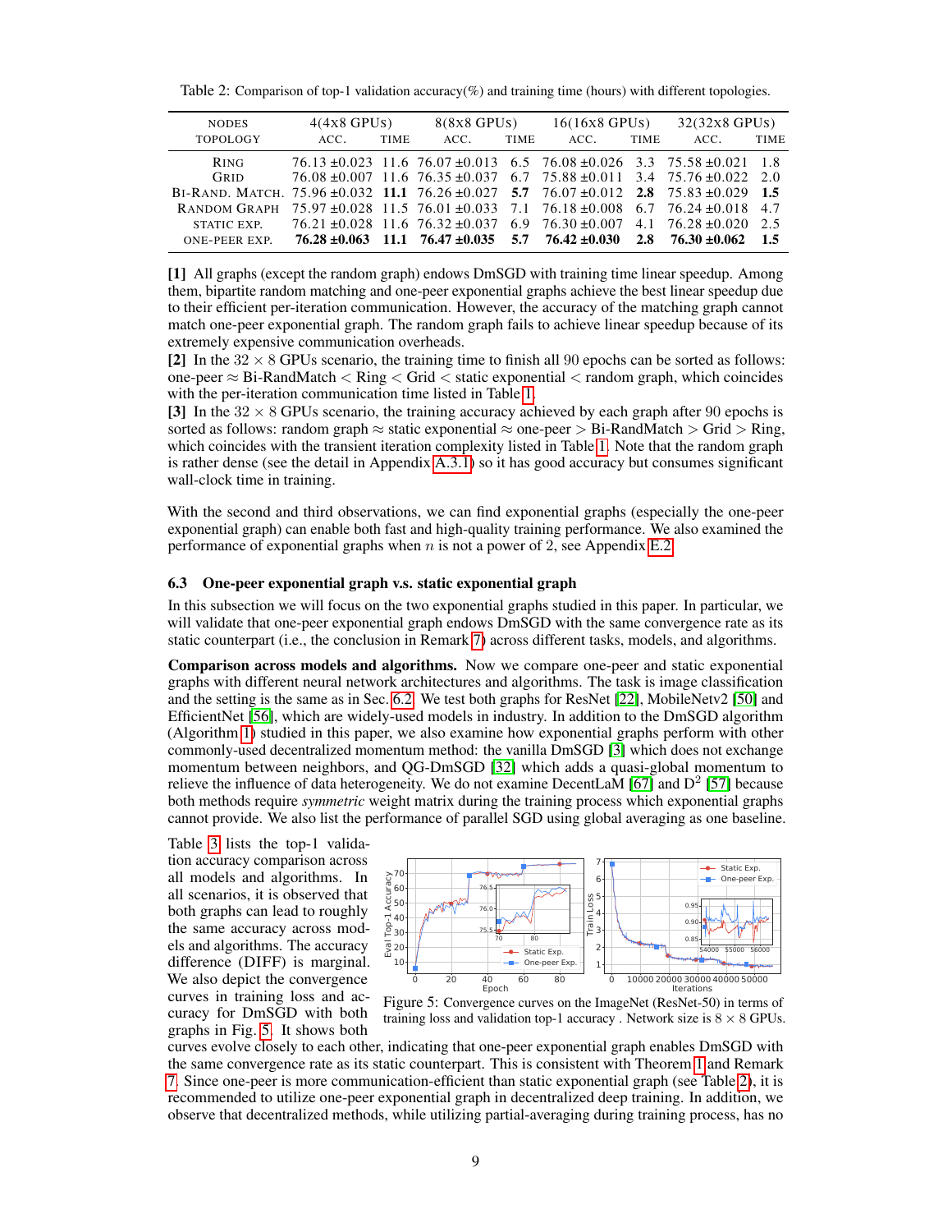Table 2: Comparison of top-1 validation accuracy(%) and training time (hours) with different topologies.

| Nodes | 4(4x8 GPUs) | | 8(8x8 GPUs) | | 16(16x8 GPUs) | | 32(32x8 GPUs) | |
|---|---|---|---|---|---|---|---|---|
| Topology | Acc. | Time | Acc. | Time | Acc. | Time | Acc. | Time |
| Ring | 76.13 ±0.023 | 11.6 | 76.07 ±0.013 | 6.5 | 76.08 ±0.026 | 3.3 | 75.58 ±0.021 | 1.8 |
| Grid | 76.08 ±0.007 | 11.6 | 76.35 ±0.037 | 6.7 | 75.88 ±0.011 | 3.4 | 75.76 ±0.022 | 2.0 |
| Bi-Rand. Match. | 75.96 ±0.032 | **11.1** | 76.26 ±0.027 | **5.7** | 76.07 ±0.012 | **2.8** | 75.83 ±0.029 | **1.5** |
| Random Graph | 75.97 ±0.028 | 11.5 | 76.01 ±0.033 | 7.1 | 76.18 ±0.008 | 6.7 | 76.24 ±0.018 | 4.7 |
| static Exp. | 76.21 ±0.028 | 11.6 | 76.32 ±0.037 | 6.9 | 76.30 ±0.007 | 4.1 | 76.28 ±0.020 | 2.5 |
| one-peer Exp. | **76.28 ±0.063** | **11.1** | **76.47 ±0.035** | **5.7** | **76.42 ±0.030** | **2.8** | **76.30 ±0.062** | **1.5** |

**[1]** All graphs (except the random graph) endows DmSGD with training time linear speedup. Among them, bipartite random matching and one-peer exponential graphs achieve the best linear speedup due to their efficient per-iteration communication. However, the accuracy of the matching graph cannot match one-peer exponential graph. The random graph fails to achieve linear speedup because of its extremely expensive communication overheads.
**[2]** In the $32 \times 8$ GPUs scenario, the training time to finish all 90 epochs can be sorted as follows: one-peer ≈ Bi-RandMatch < Ring < Grid < static exponential < random graph, which coincides with the per-iteration communication time listed in Table 1.
**[3]** In the $32 \times 8$ GPUs scenario, the training accuracy achieved by each graph after 90 epochs is sorted as follows: random graph ≈ static exponential ≈ one-peer > Bi-RandMatch > Grid > Ring, which coincides with the transient iteration complexity listed in Table 1. Note that the random graph is rather dense (see the detail in Appendix A.3.1) so it has good accuracy but consumes significant wall-clock time in training.

With the second and third observations, we can find exponential graphs (especially the one-peer exponential graph) can enable both fast and high-quality training performance. We also examined the performance of exponential graphs when $n$ is not a power of 2, see Appendix E.2.

### 6.3 One-peer exponential graph v.s. static exponential graph

In this subsection we will focus on the two exponential graphs studied in this paper. In particular, we will validate that one-peer exponential graph endows DmSGD with the same convergence rate as its static counterpart (i.e., the conclusion in Remark 7) across different tasks, models, and algorithms.

**Comparison across models and algorithms.** Now we compare one-peer and static exponential graphs with different neural network architectures and algorithms. The task is image classification and the setting is the same as in Sec. 6.2. We test both graphs for ResNet [22], MobileNetv2 [50] and EfficientNet [56], which are widely-used models in industry. In addition to the DmSGD algorithm (Algorithm 1) studied in this paper, we also examine how exponential graphs perform with other commonly-used decentralized momentum method: the vanilla DmSGD [3] which does not exchange momentum between neighbors, and QG-DmSGD [32] which adds a quasi-global momentum to relieve the influence of data heterogeneity. We do not examine DecentLaM [67] and D$^2$ [57] because both methods require *symmetric* weight matrix during the training process which exponential graphs cannot provide. We also list the performance of parallel SGD using global averaging as one baseline.

Table 3 lists the top-1 validation accuracy comparison across all models and algorithms. In all scenarios, it is observed that both graphs can lead to roughly the same accuracy across models and algorithms. The accuracy difference (DIFF) is marginal. We also depict the convergence curves in training loss and accuracy for DmSGD with both graphs in Fig. 5. It shows both curves evolve closely to each other, indicating that one-peer exponential graph enables DmSGD with the same convergence rate as its static counterpart. This is consistent with Theorem 1 and Remark 7. Since one-peer is more communication-efficient than static exponential graph (see Table 2), it is recommended to utilize one-peer exponential graph in decentralized deep training. In addition, we observe that decentralized methods, while utilizing partial-averaging during training process, has no

Figure 5: Convergence curves on the ImageNet (ResNet-50) in terms of training loss and validation top-1 accuracy . Network size is $8 \times 8$ GPUs.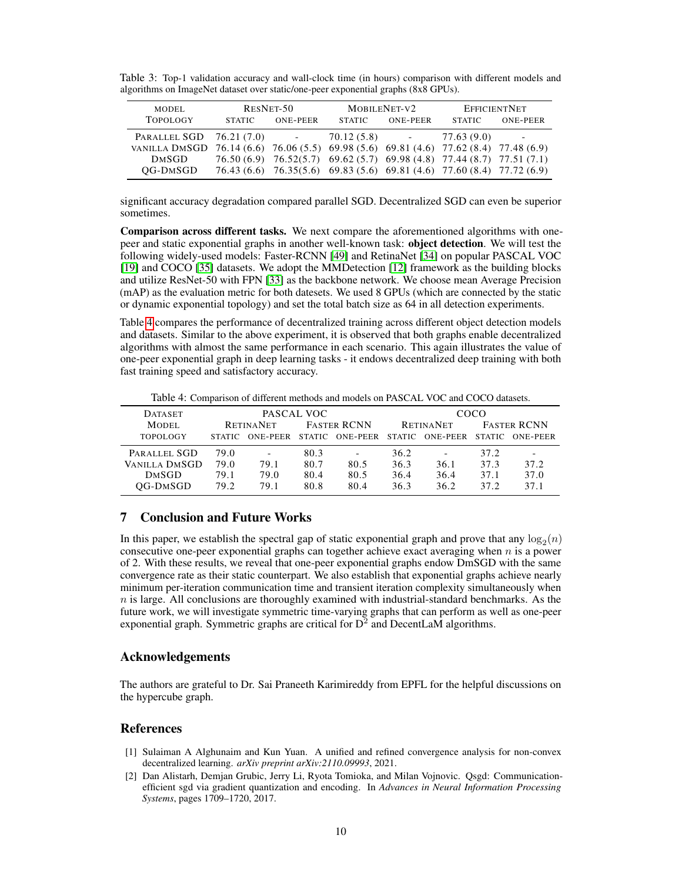Table 3: Top-1 validation accuracy and wall-clock time (in hours) comparison with different models and algorithms on ImageNet dataset over static/one-peer exponential graphs (8x8 GPUs).

| Model | ResNet-50 | | MobileNet-v2 | | EfficientNet | |
|---|---|---|---|---|---|---|
| Topology | static | one-peer | static | one-peer | static | one-peer |
| Parallel SGD | 76.21 (7.0) | - | 70.12 (5.8) | - | 77.63 (9.0) | - |
| vanilla DmSGD | 76.14 (6.6) | 76.06 (5.5) | 69.98 (5.6) | 69.81 (4.6) | 77.62 (8.4) | 77.48 (6.9) |
| DmSGD | 76.50 (6.9) | 76.52(5.7) | 69.62 (5.7) | 69.98 (4.8) | 77.44 (8.7) | 77.51 (7.1) |
| QG-DmSGD | 76.43 (6.6) | 76.35(5.6) | 69.83 (5.6) | 69.81 (4.6) | 77.60 (8.4) | 77.72 (6.9) |

significant accuracy degradation compared parallel SGD. Decentralized SGD can even be superior sometimes.

**Comparison across different tasks.** We next compare the aforementioned algorithms with one-peer and static exponential graphs in another well-known task: **object detection**. We will test the following widely-used models: Faster-RCNN [49] and RetinaNet [34] on popular PASCAL VOC [19] and COCO [35] datasets. We adopt the MMDetection [12] framework as the building blocks and utilize ResNet-50 with FPN [33] as the backbone network. We choose mean Average Precision (mAP) as the evaluation metric for both datesets. We used 8 GPUs (which are connected by the static or dynamic exponential topology) and set the total batch size as 64 in all detection experiments.

Table 4 compares the performance of decentralized training across different object detection models and datasets. Similar to the above experiment, it is observed that both graphs enable decentralized algorithms with almost the same performance in each scenario. This again illustrates the value of one-peer exponential graph in deep learning tasks - it endows decentralized deep training with both fast training speed and satisfactory accuracy.

Table 4: Comparison of different methods and models on PASCAL VOC and COCO datasets.

| Dataset | PASCAL VOC | | | | COCO | | | |
|---|---|---|---|---|---|---|---|---|
| Model | RetinaNet | | Faster RCNN | | RetinaNet | | Faster RCNN | |
| topology | static | one-peer | static | one-peer | static | one-peer | static | one-peer |
| Parallel SGD | 79.0 | - | 80.3 | - | 36.2 | - | 37.2 | - |
| Vanilla DmSGD | 79.0 | 79.1 | 80.7 | 80.5 | 36.3 | 36.1 | 37.3 | 37.2 |
| DmSGD | 79.1 | 79.0 | 80.4 | 80.5 | 36.4 | 36.4 | 37.1 | 37.0 |
| QG-DmSGD | 79.2 | 79.1 | 80.8 | 80.4 | 36.3 | 36.2 | 37.2 | 37.1 |

## 7 Conclusion and Future Works

In this paper, we establish the spectral gap of static exponential graph and prove that any $\log_2(n)$ consecutive one-peer exponential graphs can together achieve exact averaging when $n$ is a power of 2. With these results, we reveal that one-peer exponential graphs endow DmSGD with the same convergence rate as their static counterpart. We also establish that exponential graphs achieve nearly minimum per-iteration communication time and transient iteration complexity simultaneously when $n$ is large. All conclusions are thoroughly examined with industrial-standard benchmarks. As the future work, we will investigate symmetric time-varying graphs that can perform as well as one-peer exponential graph. Symmetric graphs are critical for $D^2$ and DecentLaM algorithms.

## Acknowledgements

The authors are grateful to Dr. Sai Praneeth Karimireddy from EPFL for the helpful discussions on the hypercube graph.

## References

[1] Sulaiman A Alghunaim and Kun Yuan. A unified and refined convergence analysis for non-convex decentralized learning. *arXiv preprint arXiv:2110.09993*, 2021.

[2] Dan Alistarh, Demjan Grubic, Jerry Li, Ryota Tomioka, and Milan Vojnovic. Qsgd: Communication-efficient sgd via gradient quantization and encoding. In *Advances in Neural Information Processing Systems*, pages 1709–1720, 2017.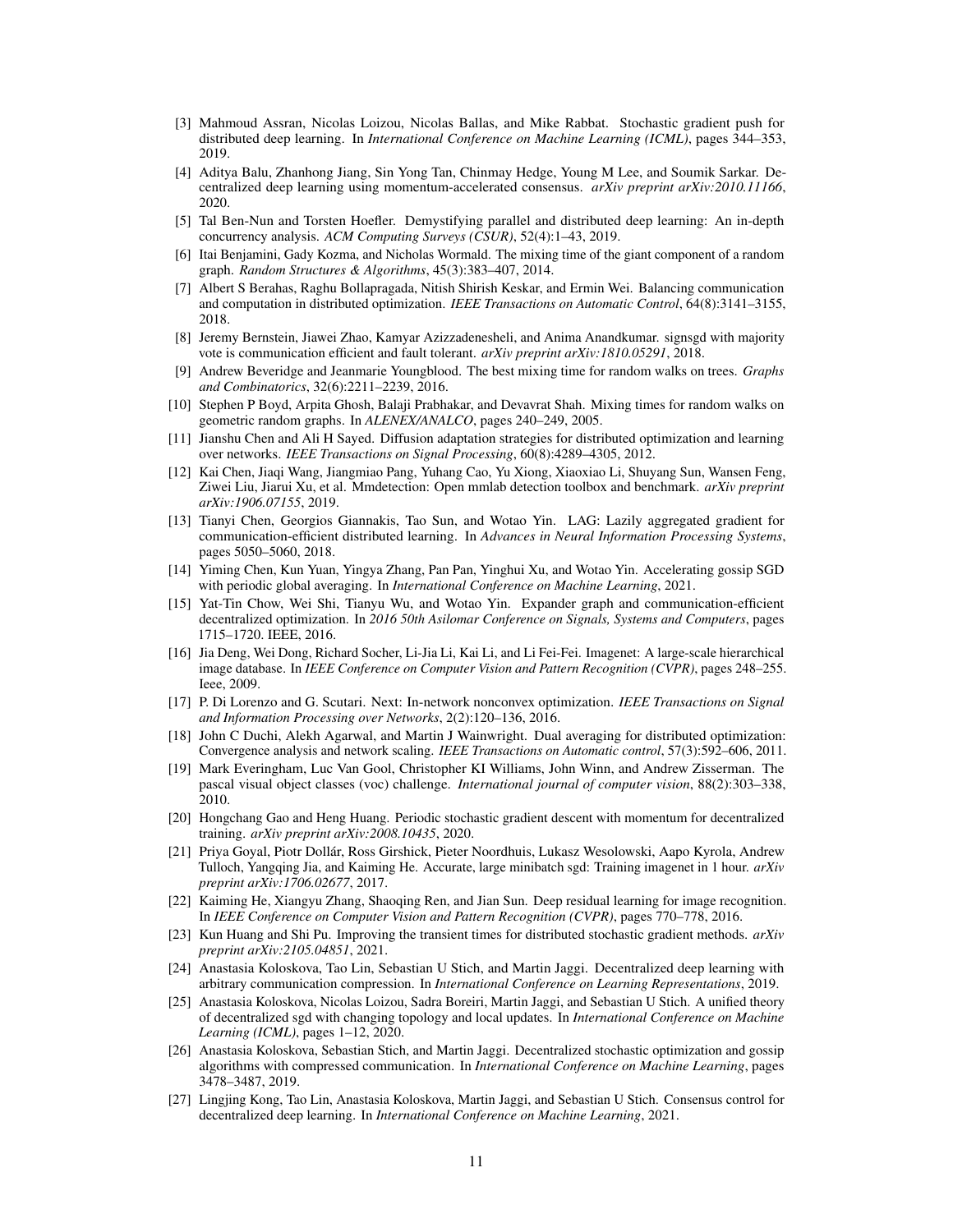[3] Mahmoud Assran, Nicolas Loizou, Nicolas Ballas, and Mike Rabbat. Stochastic gradient push for distributed deep learning. In *International Conference on Machine Learning (ICML)*, pages 344–353, 2019.

[4] Aditya Balu, Zhanhong Jiang, Sin Yong Tan, Chinmay Hedge, Young M Lee, and Soumik Sarkar. Decentralized deep learning using momentum-accelerated consensus. *arXiv preprint arXiv:2010.11166*, 2020.

[5] Tal Ben-Nun and Torsten Hoefler. Demystifying parallel and distributed deep learning: An in-depth concurrency analysis. *ACM Computing Surveys (CSUR)*, 52(4):1–43, 2019.

[6] Itai Benjamini, Gady Kozma, and Nicholas Wormald. The mixing time of the giant component of a random graph. *Random Structures & Algorithms*, 45(3):383–407, 2014.

[7] Albert S Berahas, Raghu Bollapragada, Nitish Shirish Keskar, and Ermin Wei. Balancing communication and computation in distributed optimization. *IEEE Transactions on Automatic Control*, 64(8):3141–3155, 2018.

[8] Jeremy Bernstein, Jiawei Zhao, Kamyar Azizzadenesheli, and Anima Anandkumar. signsgd with majority vote is communication efficient and fault tolerant. *arXiv preprint arXiv:1810.05291*, 2018.

[9] Andrew Beveridge and Jeanmarie Youngblood. The best mixing time for random walks on trees. *Graphs and Combinatorics*, 32(6):2211–2239, 2016.

[10] Stephen P Boyd, Arpita Ghosh, Balaji Prabhakar, and Devavrat Shah. Mixing times for random walks on geometric random graphs. In *ALENEX/ANALCO*, pages 240–249, 2005.

[11] Jianshu Chen and Ali H Sayed. Diffusion adaptation strategies for distributed optimization and learning over networks. *IEEE Transactions on Signal Processing*, 60(8):4289–4305, 2012.

[12] Kai Chen, Jiaqi Wang, Jiangmiao Pang, Yuhang Cao, Yu Xiong, Xiaoxiao Li, Shuyang Sun, Wansen Feng, Ziwei Liu, Jiarui Xu, et al. Mmdetection: Open mmlab detection toolbox and benchmark. *arXiv preprint arXiv:1906.07155*, 2019.

[13] Tianyi Chen, Georgios Giannakis, Tao Sun, and Wotao Yin. LAG: Lazily aggregated gradient for communication-efficient distributed learning. In *Advances in Neural Information Processing Systems*, pages 5050–5060, 2018.

[14] Yiming Chen, Kun Yuan, Yingya Zhang, Pan Pan, Yinghui Xu, and Wotao Yin. Accelerating gossip SGD with periodic global averaging. In *International Conference on Machine Learning*, 2021.

[15] Yat-Tin Chow, Wei Shi, Tianyu Wu, and Wotao Yin. Expander graph and communication-efficient decentralized optimization. In *2016 50th Asilomar Conference on Signals, Systems and Computers*, pages 1715–1720. IEEE, 2016.

[16] Jia Deng, Wei Dong, Richard Socher, Li-Jia Li, Kai Li, and Li Fei-Fei. Imagenet: A large-scale hierarchical image database. In *IEEE Conference on Computer Vision and Pattern Recognition (CVPR)*, pages 248–255. Ieee, 2009.

[17] P. Di Lorenzo and G. Scutari. Next: In-network nonconvex optimization. *IEEE Transactions on Signal and Information Processing over Networks*, 2(2):120–136, 2016.

[18] John C Duchi, Alekh Agarwal, and Martin J Wainwright. Dual averaging for distributed optimization: Convergence analysis and network scaling. *IEEE Transactions on Automatic control*, 57(3):592–606, 2011.

[19] Mark Everingham, Luc Van Gool, Christopher KI Williams, John Winn, and Andrew Zisserman. The pascal visual object classes (voc) challenge. *International journal of computer vision*, 88(2):303–338, 2010.

[20] Hongchang Gao and Heng Huang. Periodic stochastic gradient descent with momentum for decentralized training. *arXiv preprint arXiv:2008.10435*, 2020.

[21] Priya Goyal, Piotr Dollár, Ross Girshick, Pieter Noordhuis, Lukasz Wesolowski, Aapo Kyrola, Andrew Tulloch, Yangqing Jia, and Kaiming He. Accurate, large minibatch sgd: Training imagenet in 1 hour. *arXiv preprint arXiv:1706.02677*, 2017.

[22] Kaiming He, Xiangyu Zhang, Shaoqing Ren, and Jian Sun. Deep residual learning for image recognition. In *IEEE Conference on Computer Vision and Pattern Recognition (CVPR)*, pages 770–778, 2016.

[23] Kun Huang and Shi Pu. Improving the transient times for distributed stochastic gradient methods. *arXiv preprint arXiv:2105.04851*, 2021.

[24] Anastasia Koloskova, Tao Lin, Sebastian U Stich, and Martin Jaggi. Decentralized deep learning with arbitrary communication compression. In *International Conference on Learning Representations*, 2019.

[25] Anastasia Koloskova, Nicolas Loizou, Sadra Boreiri, Martin Jaggi, and Sebastian U Stich. A unified theory of decentralized sgd with changing topology and local updates. In *International Conference on Machine Learning (ICML)*, pages 1–12, 2020.

[26] Anastasia Koloskova, Sebastian Stich, and Martin Jaggi. Decentralized stochastic optimization and gossip algorithms with compressed communication. In *International Conference on Machine Learning*, pages 3478–3487, 2019.

[27] Lingjing Kong, Tao Lin, Anastasia Koloskova, Martin Jaggi, and Sebastian U Stich. Consensus control for decentralized deep learning. In *International Conference on Machine Learning*, 2021.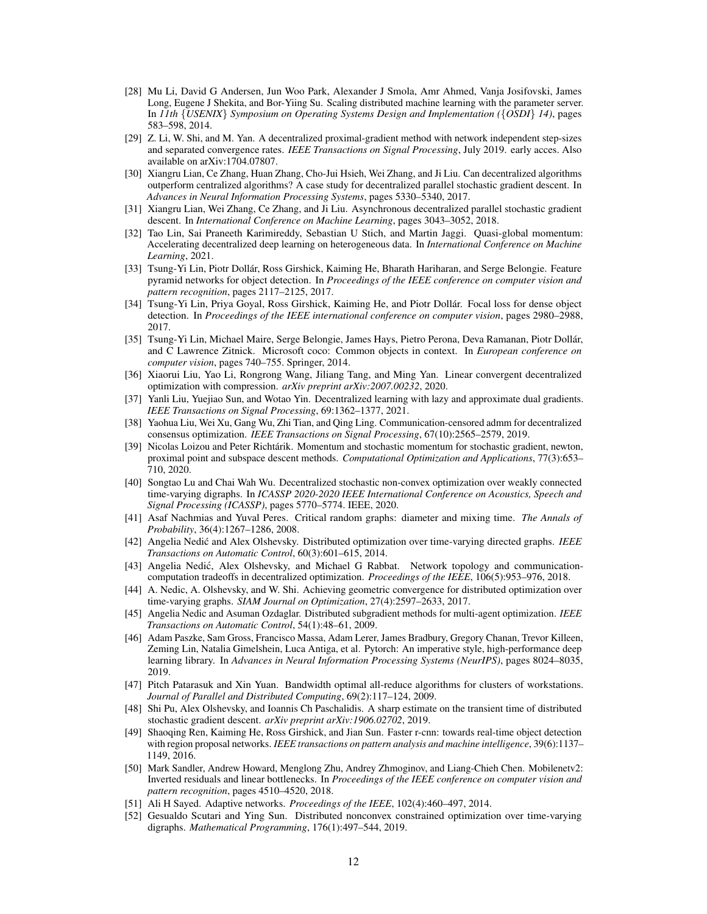[28] Mu Li, David G Andersen, Jun Woo Park, Alexander J Smola, Amr Ahmed, Vanja Josifovski, James Long, Eugene J Shekita, and Bor-Yiing Su. Scaling distributed machine learning with the parameter server. In *11th {USENIX} Symposium on Operating Systems Design and Implementation ({OSDI} 14)*, pages 583–598, 2014.

[29] Z. Li, W. Shi, and M. Yan. A decentralized proximal-gradient method with network independent step-sizes and separated convergence rates. *IEEE Transactions on Signal Processing*, July 2019. early acces. Also available on arXiv:1704.07807.

[30] Xiangru Lian, Ce Zhang, Huan Zhang, Cho-Jui Hsieh, Wei Zhang, and Ji Liu. Can decentralized algorithms outperform centralized algorithms? A case study for decentralized parallel stochastic gradient descent. In *Advances in Neural Information Processing Systems*, pages 5330–5340, 2017.

[31] Xiangru Lian, Wei Zhang, Ce Zhang, and Ji Liu. Asynchronous decentralized parallel stochastic gradient descent. In *International Conference on Machine Learning*, pages 3043–3052, 2018.

[32] Tao Lin, Sai Praneeth Karimireddy, Sebastian U Stich, and Martin Jaggi. Quasi-global momentum: Accelerating decentralized deep learning on heterogeneous data. In *International Conference on Machine Learning*, 2021.

[33] Tsung-Yi Lin, Piotr Dollár, Ross Girshick, Kaiming He, Bharath Hariharan, and Serge Belongie. Feature pyramid networks for object detection. In *Proceedings of the IEEE conference on computer vision and pattern recognition*, pages 2117–2125, 2017.

[34] Tsung-Yi Lin, Priya Goyal, Ross Girshick, Kaiming He, and Piotr Dollár. Focal loss for dense object detection. In *Proceedings of the IEEE international conference on computer vision*, pages 2980–2988, 2017.

[35] Tsung-Yi Lin, Michael Maire, Serge Belongie, James Hays, Pietro Perona, Deva Ramanan, Piotr Dollár, and C Lawrence Zitnick. Microsoft coco: Common objects in context. In *European conference on computer vision*, pages 740–755. Springer, 2014.

[36] Xiaorui Liu, Yao Li, Rongrong Wang, Jiliang Tang, and Ming Yan. Linear convergent decentralized optimization with compression. *arXiv preprint arXiv:2007.00232*, 2020.

[37] Yanli Liu, Yuejiao Sun, and Wotao Yin. Decentralized learning with lazy and approximate dual gradients. *IEEE Transactions on Signal Processing*, 69:1362–1377, 2021.

[38] Yaohua Liu, Wei Xu, Gang Wu, Zhi Tian, and Qing Ling. Communication-censored admm for decentralized consensus optimization. *IEEE Transactions on Signal Processing*, 67(10):2565–2579, 2019.

[39] Nicolas Loizou and Peter Richtárik. Momentum and stochastic momentum for stochastic gradient, newton, proximal point and subspace descent methods. *Computational Optimization and Applications*, 77(3):653–710, 2020.

[40] Songtao Lu and Chai Wah Wu. Decentralized stochastic non-convex optimization over weakly connected time-varying digraphs. In *ICASSP 2020-2020 IEEE International Conference on Acoustics, Speech and Signal Processing (ICASSP)*, pages 5770–5774. IEEE, 2020.

[41] Asaf Nachmias and Yuval Peres. Critical random graphs: diameter and mixing time. *The Annals of Probability*, 36(4):1267–1286, 2008.

[42] Angelia Nedić and Alex Olshevsky. Distributed optimization over time-varying directed graphs. *IEEE Transactions on Automatic Control*, 60(3):601–615, 2014.

[43] Angelia Nedić, Alex Olshevsky, and Michael G Rabbat. Network topology and communication-computation tradeoffs in decentralized optimization. *Proceedings of the IEEE*, 106(5):953–976, 2018.

[44] A. Nedic, A. Olshevsky, and W. Shi. Achieving geometric convergence for distributed optimization over time-varying graphs. *SIAM Journal on Optimization*, 27(4):2597–2633, 2017.

[45] Angelia Nedic and Asuman Ozdaglar. Distributed subgradient methods for multi-agent optimization. *IEEE Transactions on Automatic Control*, 54(1):48–61, 2009.

[46] Adam Paszke, Sam Gross, Francisco Massa, Adam Lerer, James Bradbury, Gregory Chanan, Trevor Killeen, Zeming Lin, Natalia Gimelshein, Luca Antiga, et al. Pytorch: An imperative style, high-performance deep learning library. In *Advances in Neural Information Processing Systems (NeurIPS)*, pages 8024–8035, 2019.

[47] Pitch Patarasuk and Xin Yuan. Bandwidth optimal all-reduce algorithms for clusters of workstations. *Journal of Parallel and Distributed Computing*, 69(2):117–124, 2009.

[48] Shi Pu, Alex Olshevsky, and Ioannis Ch Paschalidis. A sharp estimate on the transient time of distributed stochastic gradient descent. *arXiv preprint arXiv:1906.02702*, 2019.

[49] Shaoqing Ren, Kaiming He, Ross Girshick, and Jian Sun. Faster r-cnn: towards real-time object detection with region proposal networks. *IEEE transactions on pattern analysis and machine intelligence*, 39(6):1137–1149, 2016.

[50] Mark Sandler, Andrew Howard, Menglong Zhu, Andrey Zhmoginov, and Liang-Chieh Chen. Mobilenetv2: Inverted residuals and linear bottlenecks. In *Proceedings of the IEEE conference on computer vision and pattern recognition*, pages 4510–4520, 2018.

[51] Ali H Sayed. Adaptive networks. *Proceedings of the IEEE*, 102(4):460–497, 2014.

[52] Gesualdo Scutari and Ying Sun. Distributed nonconvex constrained optimization over time-varying digraphs. *Mathematical Programming*, 176(1):497–544, 2019.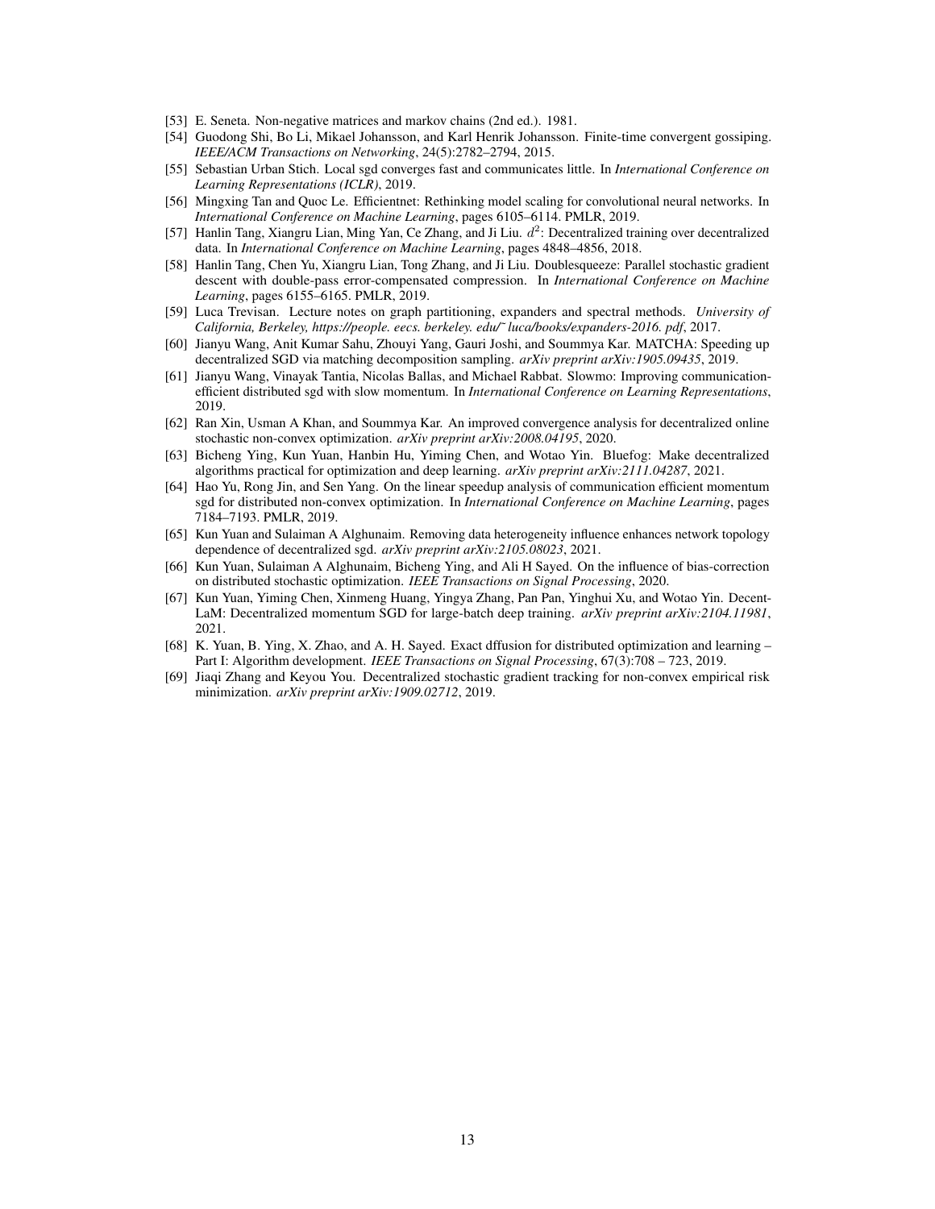[53] E. Seneta. Non-negative matrices and markov chains (2nd ed.). 1981.

[54] Guodong Shi, Bo Li, Mikael Johansson, and Karl Henrik Johansson. Finite-time convergent gossiping. *IEEE/ACM Transactions on Networking*, 24(5):2782–2794, 2015.

[55] Sebastian Urban Stich. Local sgd converges fast and communicates little. In *International Conference on Learning Representations (ICLR)*, 2019.

[56] Mingxing Tan and Quoc Le. Efficientnet: Rethinking model scaling for convolutional neural networks. In *International Conference on Machine Learning*, pages 6105–6114. PMLR, 2019.

[57] Hanlin Tang, Xiangru Lian, Ming Yan, Ce Zhang, and Ji Liu. $d^2$: Decentralized training over decentralized data. In *International Conference on Machine Learning*, pages 4848–4856, 2018.

[58] Hanlin Tang, Chen Yu, Xiangru Lian, Tong Zhang, and Ji Liu. Doublesqueeze: Parallel stochastic gradient descent with double-pass error-compensated compression. In *International Conference on Machine Learning*, pages 6155–6165. PMLR, 2019.

[59] Luca Trevisan. Lecture notes on graph partitioning, expanders and spectral methods. *University of California, Berkeley, https://people. eecs. berkeley. edu/˜ luca/books/expanders-2016. pdf*, 2017.

[60] Jianyu Wang, Anit Kumar Sahu, Zhouyi Yang, Gauri Joshi, and Soummya Kar. MATCHA: Speeding up decentralized SGD via matching decomposition sampling. *arXiv preprint arXiv:1905.09435*, 2019.

[61] Jianyu Wang, Vinayak Tantia, Nicolas Ballas, and Michael Rabbat. Slowmo: Improving communication-efficient distributed sgd with slow momentum. In *International Conference on Learning Representations*, 2019.

[62] Ran Xin, Usman A Khan, and Soummya Kar. An improved convergence analysis for decentralized online stochastic non-convex optimization. *arXiv preprint arXiv:2008.04195*, 2020.

[63] Bicheng Ying, Kun Yuan, Hanbin Hu, Yiming Chen, and Wotao Yin. Bluefog: Make decentralized algorithms practical for optimization and deep learning. *arXiv preprint arXiv:2111.04287*, 2021.

[64] Hao Yu, Rong Jin, and Sen Yang. On the linear speedup analysis of communication efficient momentum sgd for distributed non-convex optimization. In *International Conference on Machine Learning*, pages 7184–7193. PMLR, 2019.

[65] Kun Yuan and Sulaiman A Alghunaim. Removing data heterogeneity influence enhances network topology dependence of decentralized sgd. *arXiv preprint arXiv:2105.08023*, 2021.

[66] Kun Yuan, Sulaiman A Alghunaim, Bicheng Ying, and Ali H Sayed. On the influence of bias-correction on distributed stochastic optimization. *IEEE Transactions on Signal Processing*, 2020.

[67] Kun Yuan, Yiming Chen, Xinmeng Huang, Yingya Zhang, Pan Pan, Yinghui Xu, and Wotao Yin. DecentLaM: Decentralized momentum SGD for large-batch deep training. *arXiv preprint arXiv:2104.11981*, 2021.

[68] K. Yuan, B. Ying, X. Zhao, and A. H. Sayed. Exact dffusion for distributed optimization and learning – Part I: Algorithm development. *IEEE Transactions on Signal Processing*, 67(3):708 – 723, 2019.

[69] Jiaqi Zhang and Keyou You. Decentralized stochastic gradient tracking for non-convex empirical risk minimization. *arXiv preprint arXiv:1909.02712*, 2019.